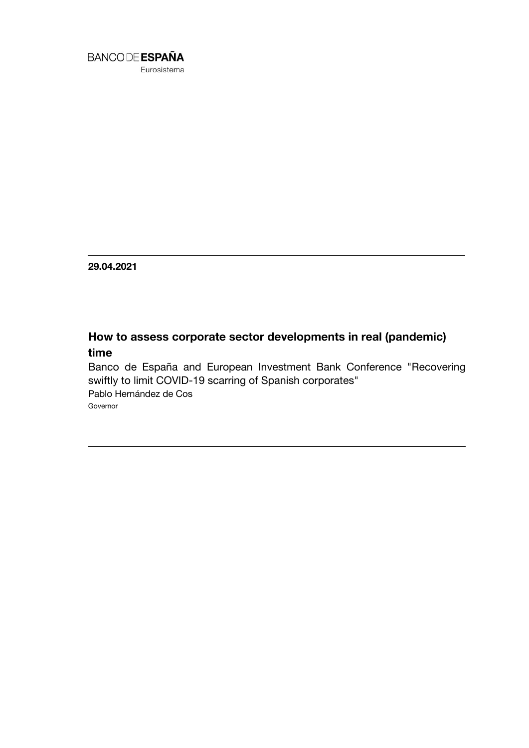BANCO DE **ESPAÑA**

Eurosistema

**29.04.2021**

# How to assess corporate sector developments in real (pandemic) time

Banco de España and European Investment Bank Conference "Recovering swiftly to limit COVID-19 scarring of Spanish corporates"

Pablo Hernández de Cos

Governor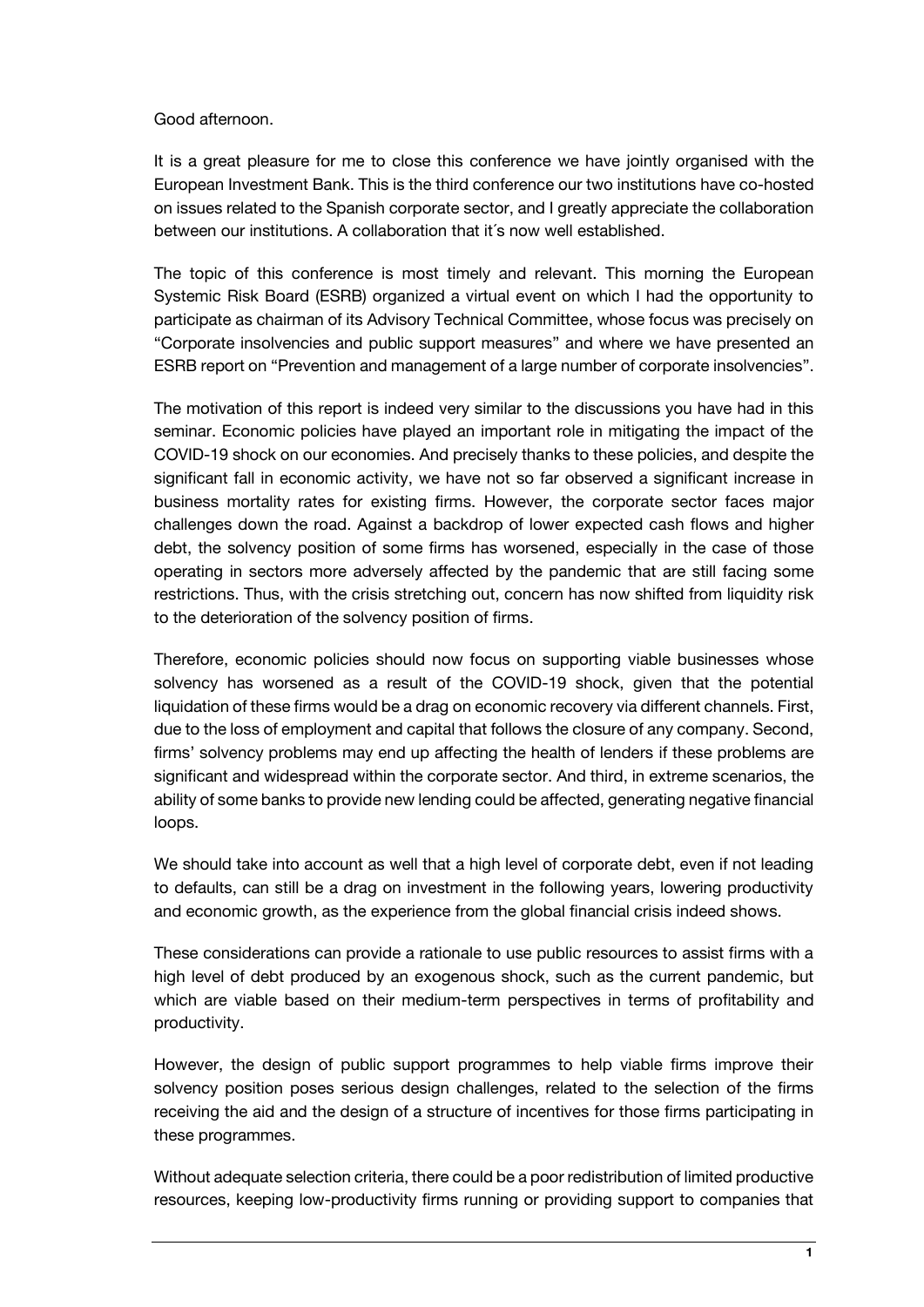Good afternoon.

It is a great pleasure for me to close this conference we have jointly organised with the European Investment Bank. This is the third conference our two institutions have co-hosted on issues related to the Spanish corporate sector, and I greatly appreciate the collaboration between our institutions. A collaboration that it´s now well established.

The topic of this conference is most timely and relevant. This morning the European Systemic Risk Board (ESRB) organized a virtual event on which I had the opportunity to participate as chairman of its Advisory Technical Committee, whose focus was precisely on "Corporate insolvencies and public support measures" and where we have presented an ESRB report on "Prevention and management of a large number of corporate insolvencies".

The motivation of this report is indeed very similar to the discussions you have had in this seminar. Economic policies have played an important role in mitigating the impact of the COVID-19 shock on our economies. And precisely thanks to these policies, and despite the significant fall in economic activity, we have not so far observed a significant increase in business mortality rates for existing firms. However, the corporate sector faces major challenges down the road. Against a backdrop of lower expected cash flows and higher debt, the solvency position of some firms has worsened, especially in the case of those operating in sectors more adversely affected by the pandemic that are still facing some restrictions. Thus, with the crisis stretching out, concern has now shifted from liquidity risk to the deterioration of the solvency position of firms.

Therefore, economic policies should now focus on supporting viable businesses whose solvency has worsened as a result of the COVID-19 shock, given that the potential liquidation of these firms would be a drag on economic recovery via different channels. First, due to the loss of employment and capital that follows the closure of any company. Second, firms' solvency problems may end up affecting the health of lenders if these problems are significant and widespread within the corporate sector. And third, in extreme scenarios, the ability of some banks to provide new lending could affected, generating negative financial loops.

We should take into account as well that a high level of corporate debt, even if not leading to defaults, can still be a drag on investment in the following years, lowering productivity and economic growth, as the experience from the global financial crisis indeed shows.

These considerations can provide a rationale to use public resources to assist firms with a high level of debt produced by an exogenous shock, such as the current pandemic, but which are viable based on their medium-term perspectives in terms of profitability and productivity.

However, the design of public support programmes to help viable firms improve their solvency position poses serious design challenges, related to the selection of the firms receiving the aid and the design of a structure of incentives for those firms participating in these programmes.

Without adequate selection criteria, there could be a poor redistribution of limited productive resources, keeping low-productivity firms running or providing support to companies that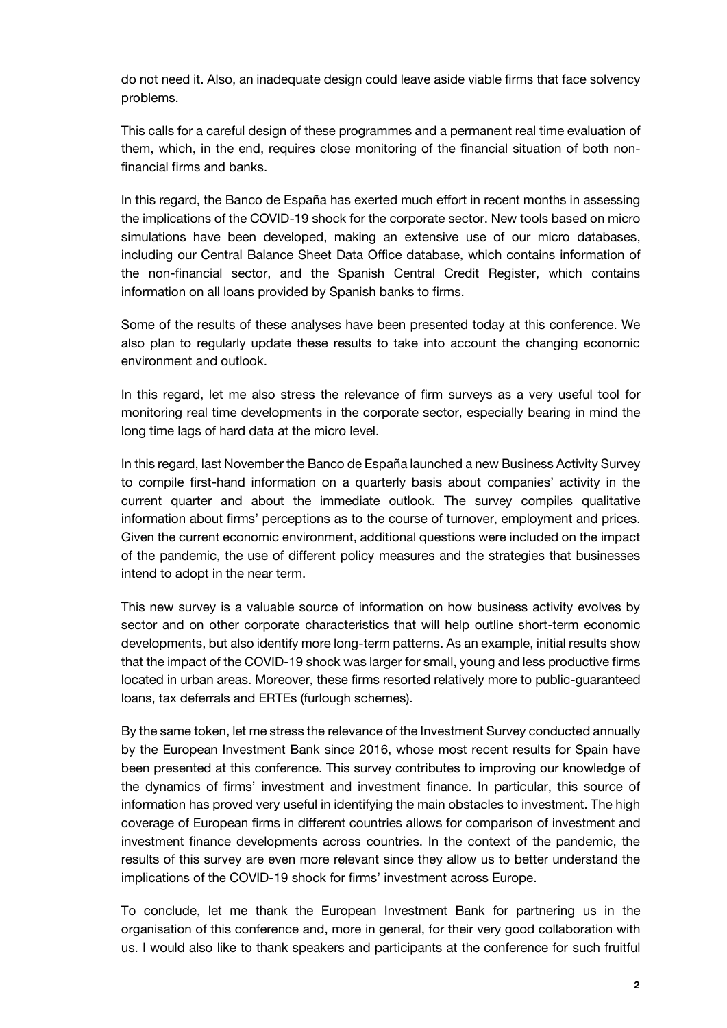do not need it. Also, an inadequate design could leave aside viable firms that face solvency problems.

This calls for a careful design of these programmes and a permanent real time evaluation of them, which, in the end, requires close monitoring of the financial situation of both non-financial firms and banks.

In this regard, the Banco de España has exerted much effort in recent months in assessing the implications of the COVID-19 shock for the corporate sector. New tools based on micro simulations have been developed, making an extensive use of our micro databases, including our Central Balance Sheet Data Office database, which contains information of the non-financial sector, and the Spanish Central Credit Register, which contains information on all loans provided by Spanish banks to firms.

Some of the results of these analyses have been presented today at this conference. We also plan to regularly update these results to take into account the changing economic environment and outlook.

In this regard, let me also stress the relevance of firm surveys as a very useful tool for monitoring real time developments in the corporate sector, especially bearing in mind the long time lags of hard data at the micro level.

In this regard, last November the Banco de España launched a new Business Activity Survey to compile first-hand information on a quarterly basis about companies' activity in the current quarter and about the immediate outlook. The survey compiles qualitative information about firms' perceptions as to the course of turnover, employment and prices. Given the current economic environment, additional questions were included on the impact of the pandemic, the use of different policy measures and the strategies that businesses intend to adopt in the near term.

This new survey is a valuable source of information on how business activity evolves by sector and on other corporate characteristics that will help outline short-term economic developments, but also identify more long-term patterns. As an example, initial results show that the impact of the COVID-19 shock was larger for small, young and less productive firms located in urban areas. Moreover, these firms resorted relatively more to public-guaranteed loans, tax deferrals and ERTEs (furlough schemes).

By the same token, let me stress the relevance of the Investment Survey conducted annually by the European Investment Bank since 2016, whose most recent results for Spain have been presented at this conference. This survey contributes to improving our knowledge of the dynamics of firms' investment and investment finance. In particular, this source of information has proved very useful in identifying the main obstacles to investment. The high coverage of European firms in different countries allows for comparison of investment and investment finance developments across countries. In the context of the pandemic, the results of this survey are even more relevant since they allow us to better understand the implications of the COVID-19 shock for firms' investment across Europe.

To conclude, let me thank the European Investment Bank for partnering us in the organisation of this conference and, more in general, for their very good collaboration with us. I would also like to thank speakers and participants at the conference for such fruitful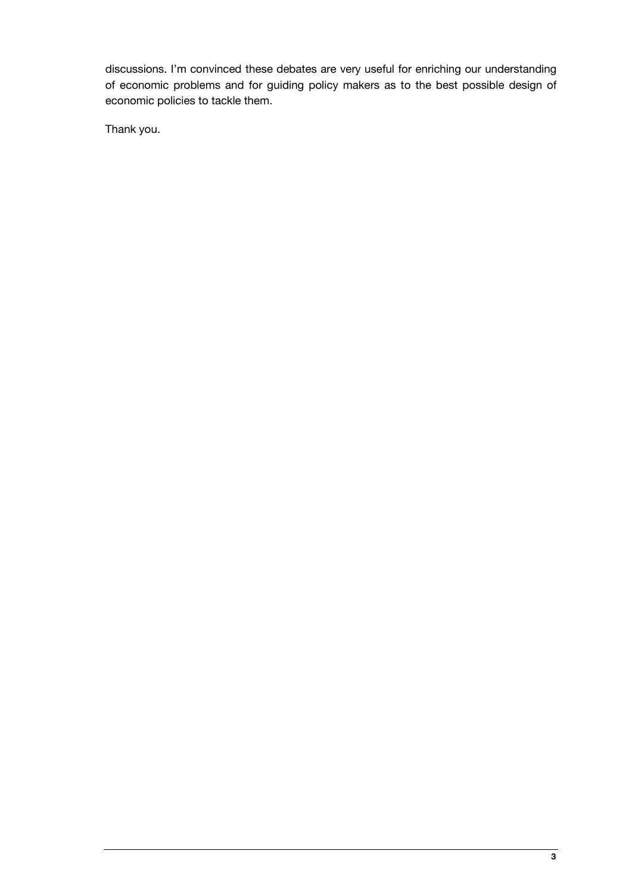discussions. I'm convinced these debates are very useful for enriching our understanding of economic problems and for guiding policy makers as to the best possible design of economic policies to tackle them.

Thank you.